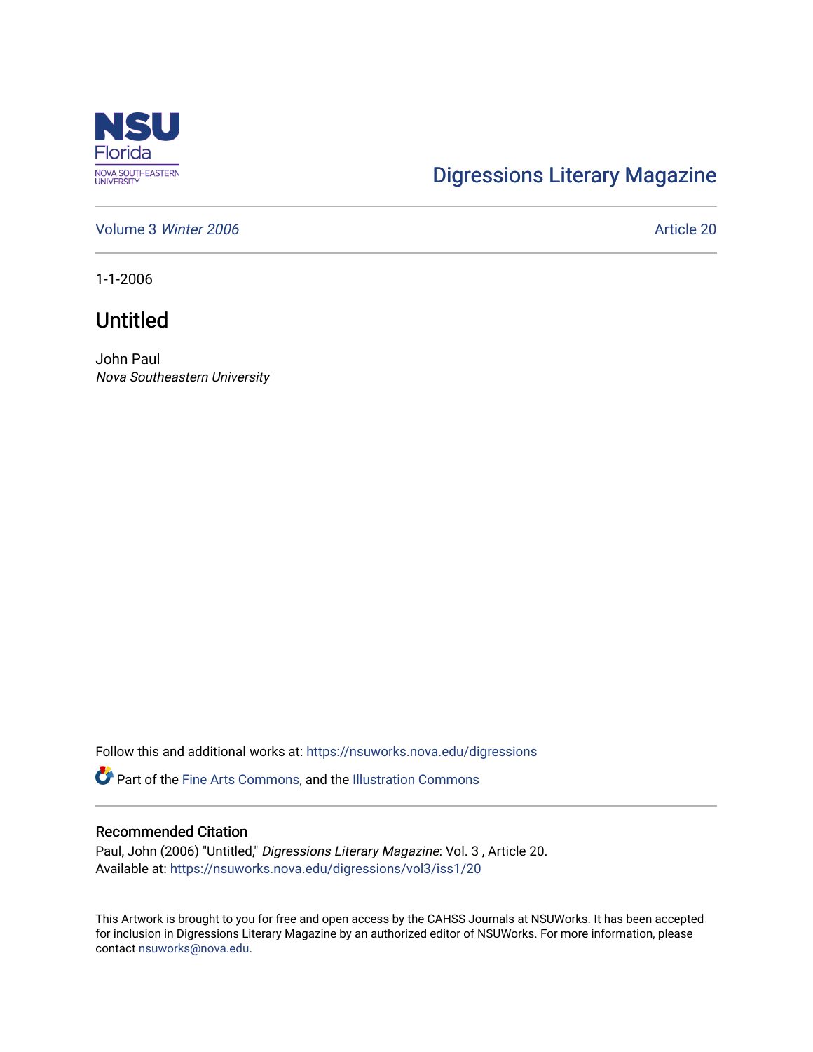Digressions Literary Magazine

Volume 3 *Winter 2006* Article 20

1-1-2006

# Untitled

John Paul
*Nova Southeastern University*

Follow this and additional works at: https://nsuworks.nova.edu/digressions

Part of the Fine Arts Commons, and the Illustration Commons

## Recommended Citation

Paul, John (2006) "Untitled," *Digressions Literary Magazine*: Vol. 3 , Article 20.
Available at: https://nsuworks.nova.edu/digressions/vol3/iss1/20

This Artwork is brought to you for free and open access by the CAHSS Journals at NSUWorks. It has been accepted for inclusion in Digressions Literary Magazine by an authorized editor of NSUWorks. For more information, please contact nsuworks@nova.edu.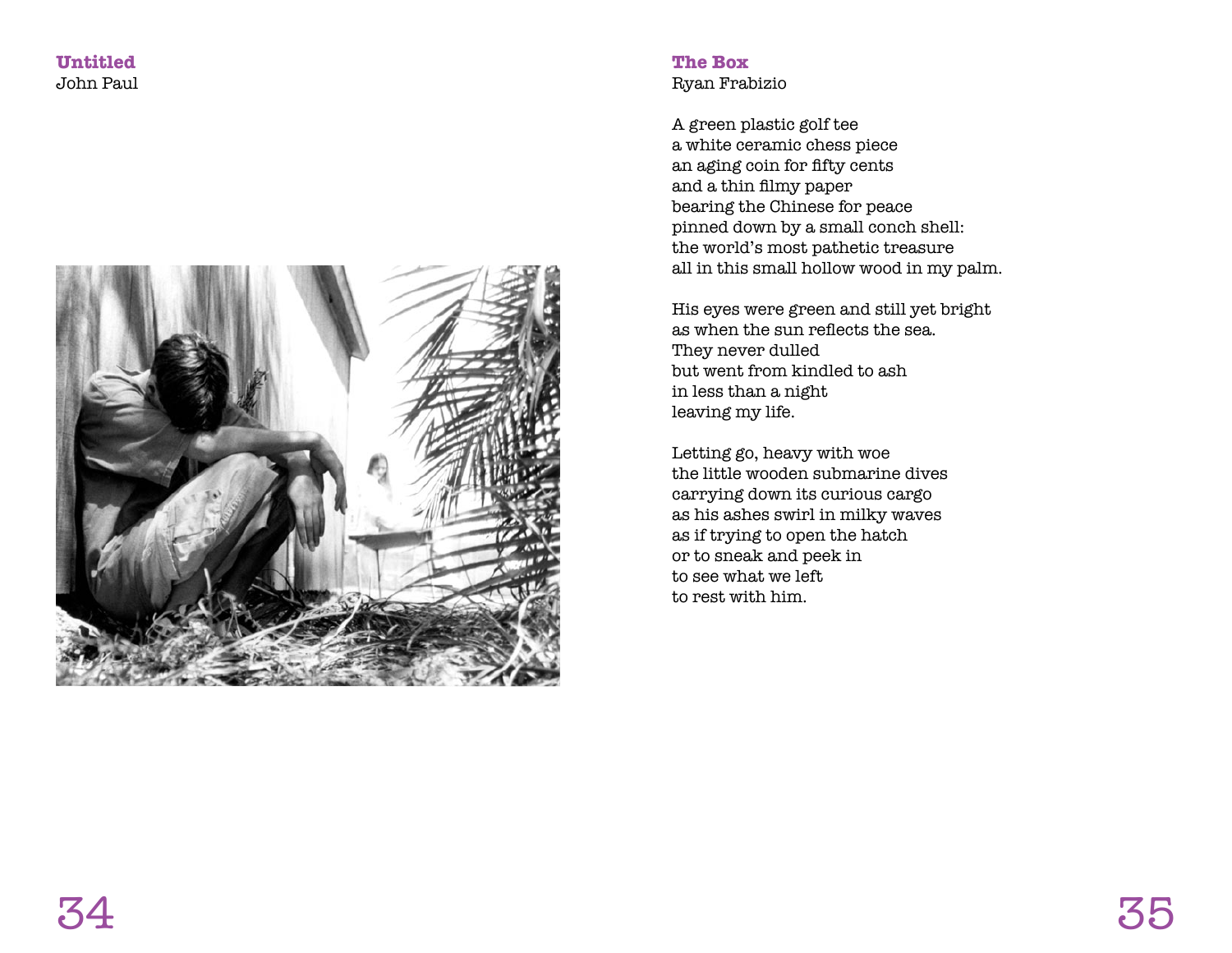**Untitled**
John Paul

**The Box**
Ryan Frabizio

A green plastic golf tee
a white ceramic chess piece
an aging coin for fifty cents
and a thin filmy paper
bearing the Chinese for peace
pinned down by a small conch shell:
the world's most pathetic treasure
all in this small hollow wood in my palm.

His eyes were green and still yet bright
as when the sun reflects the sea.
They never dulled
but went from kindled to ash
in less than a night
leaving my life.

Letting go, heavy with woe
the little wooden submarine dives
carrying down its curious cargo
as his ashes swirl in milky waves
as if trying to open the hatch
or to sneak and peek in
to see what we left
to rest with him.